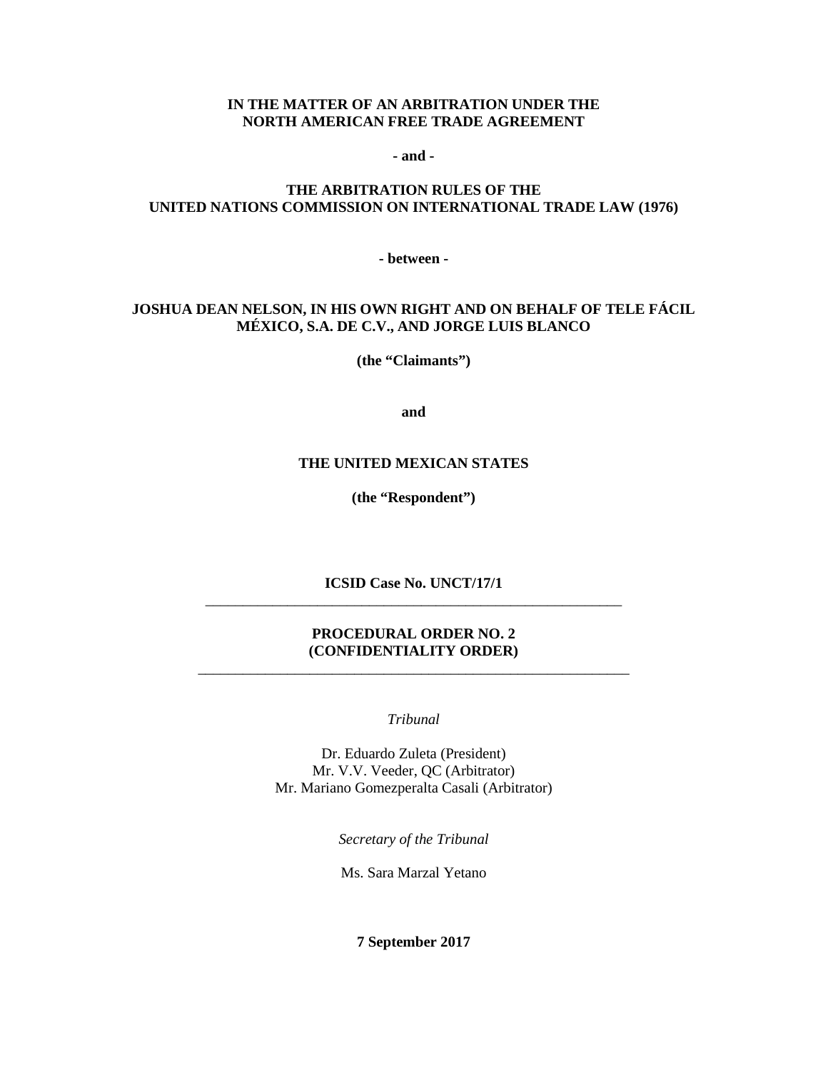**IN THE MATTER OF AN ARBITRATION UNDER THE NORTH AMERICAN FREE TRADE AGREEMENT**

**- and -**

**THE ARBITRATION RULES OF THE UNITED NATIONS COMMISSION ON INTERNATIONAL TRADE LAW (1976)**

**- between -**

**JOSHUA DEAN NELSON, IN HIS OWN RIGHT AND ON BEHALF OF TELE FÁCIL MÉXICO, S.A. DE C.V., AND JORGE LUIS BLANCO**

**(the "Claimants")**

**and**

**THE UNITED MEXICAN STATES**

**(the "Respondent")**

**ICSID Case No. UNCT/17/1**

---

# PROCEDURAL ORDER NO. 2 (CONFIDENTIALITY ORDER)

---

*Tribunal*

Dr. Eduardo Zuleta (President)
Mr. V.V. Veeder, QC (Arbitrator)
Mr. Mariano Gomezperalta Casali (Arbitrator)

*Secretary of the Tribunal*

Ms. Sara Marzal Yetano

**7 September 2017**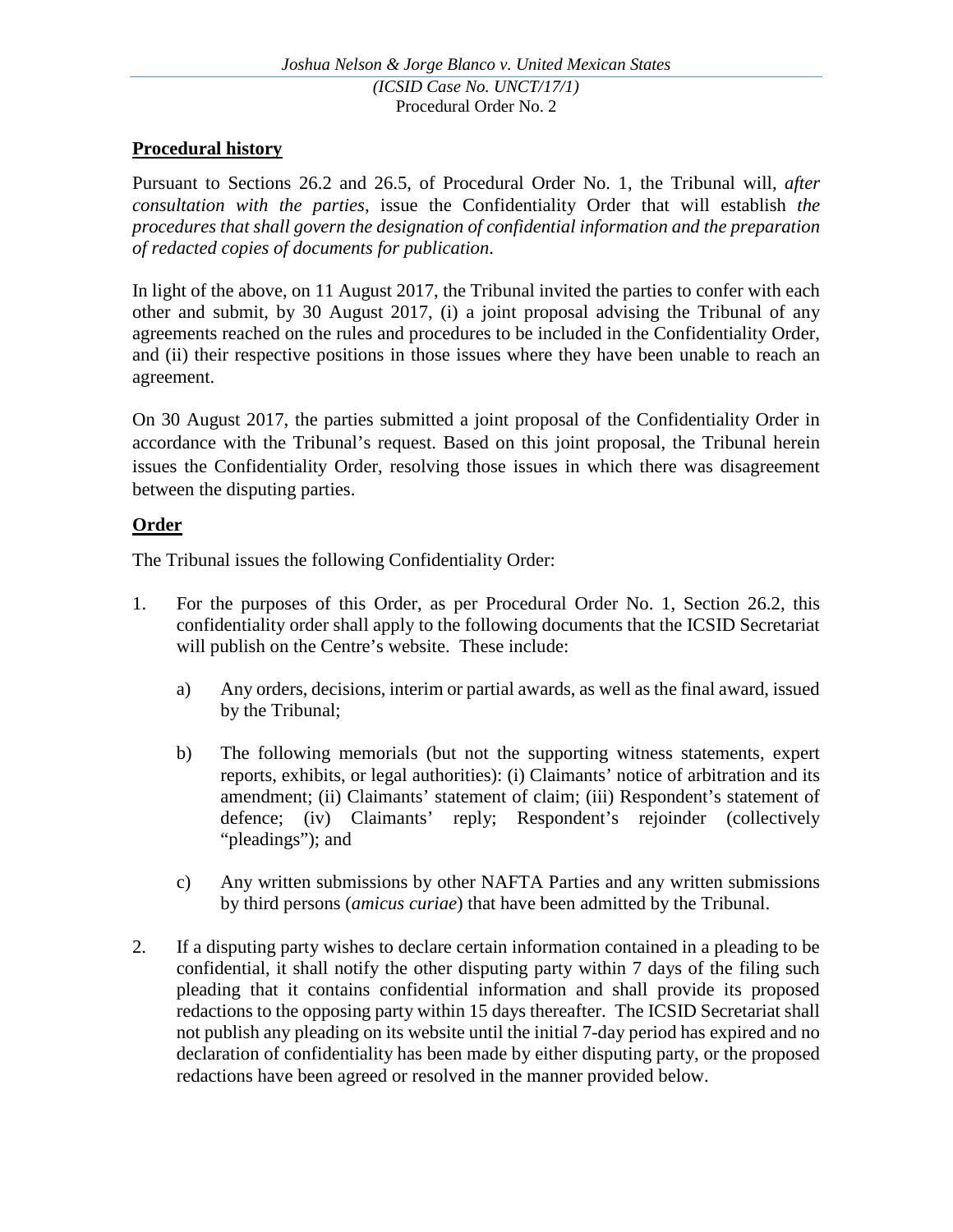## Procedural history

Pursuant to Sections 26.2 and 26.5, of Procedural Order No. 1, the Tribunal will, *after consultation with the parties*, issue the Confidentiality Order that will establish *the procedures that shall govern the designation of confidential information and the preparation of redacted copies of documents for publication*.

In light of the above, on 11 August 2017, the Tribunal invited the parties to confer with each other and submit, by 30 August 2017, (i) a joint proposal advising the Tribunal of any agreements reached on the rules and procedures to be included in the Confidentiality Order, and (ii) their respective positions in those issues where they have been unable to reach an agreement.

On 30 August 2017, the parties submitted a joint proposal of the Confidentiality Order in accordance with the Tribunal's request. Based on this joint proposal, the Tribunal herein issues the Confidentiality Order, resolving those issues in which there was disagreement between the disputing parties.

## Order

The Tribunal issues the following Confidentiality Order:

1. For the purposes of this Order, as per Procedural Order No. 1, Section 26.2, this confidentiality order shall apply to the following documents that the ICSID Secretariat will publish on the Centre's website. These include:

   a) Any orders, decisions, interim or partial awards, as well as the final award, issued by the Tribunal;

   b) The following memorials (but not the supporting witness statements, expert reports, exhibits, or legal authorities): (i) Claimants' notice of arbitration and its amendment; (ii) Claimants' statement of claim; (iii) Respondent's statement of defence; (iv) Claimants' reply; Respondent's rejoinder (collectively "pleadings"); and

   c) Any written submissions by other NAFTA Parties and any written submissions by third persons (*amicus curiae*) that have been admitted by the Tribunal.

2. If a disputing party wishes to declare certain information contained in a pleading to be confidential, it shall notify the other disputing party within 7 days of the filing such pleading that it contains confidential information and shall provide its proposed redactions to the opposing party within 15 days thereafter. The ICSID Secretariat shall not publish any pleading on its website until the initial 7-day period has expired and no declaration of confidentiality has been made by either disputing party, or the proposed redactions have been agreed or resolved in the manner provided below.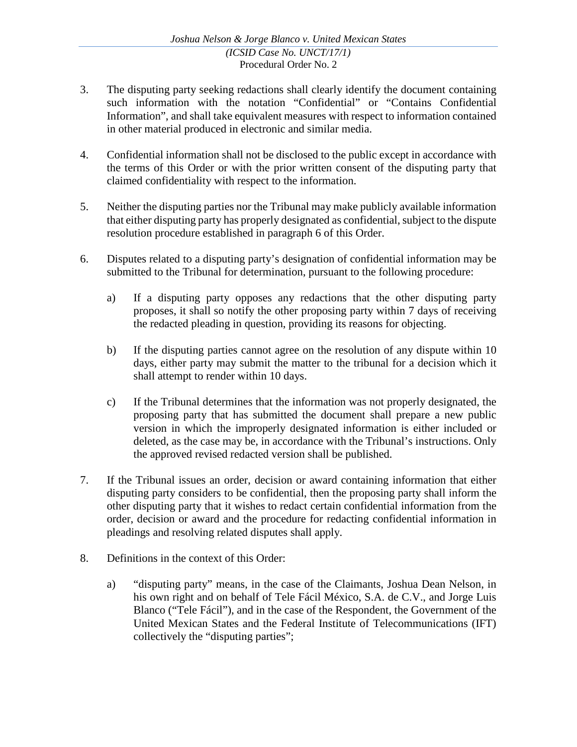3. The disputing party seeking redactions shall clearly identify the document containing such information with the notation "Confidential" or "Contains Confidential Information", and shall take equivalent measures with respect to information contained in other material produced in electronic and similar media.

4. Confidential information shall not be disclosed to the public except in accordance with the terms of this Order or with the prior written consent of the disputing party that claimed confidentiality with respect to the information.

5. Neither the disputing parties nor the Tribunal may make publicly available information that either disputing party has properly designated as confidential, subject to the dispute resolution procedure established in paragraph 6 of this Order.

6. Disputes related to a disputing party's designation of confidential information may be submitted to the Tribunal for determination, pursuant to the following procedure:

   a) If a disputing party opposes any redactions that the other disputing party proposes, it shall so notify the other proposing party within 7 days of receiving the redacted pleading in question, providing its reasons for objecting.

   b) If the disputing parties cannot agree on the resolution of any dispute within 10 days, either party may submit the matter to the tribunal for a decision which it shall attempt to render within 10 days.

   c) If the Tribunal determines that the information was not properly designated, the proposing party that has submitted the document shall prepare a new public version in which the improperly designated information is either included or deleted, as the case may be, in accordance with the Tribunal's instructions. Only the approved revised redacted version shall be published.

7. If the Tribunal issues an order, decision or award containing information that either disputing party considers to be confidential, then the proposing party shall inform the other disputing party that it wishes to redact certain confidential information from the order, decision or award and the procedure for redacting confidential information in pleadings and resolving related disputes shall apply.

8. Definitions in the context of this Order:

   a) "disputing party" means, in the case of the Claimants, Joshua Dean Nelson, in his own right and on behalf of Tele Fácil México, S.A. de C.V., and Jorge Luis Blanco ("Tele Fácil"), and in the case of the Respondent, the Government of the United Mexican States and the Federal Institute of Telecommunications (IFT) collectively the "disputing parties";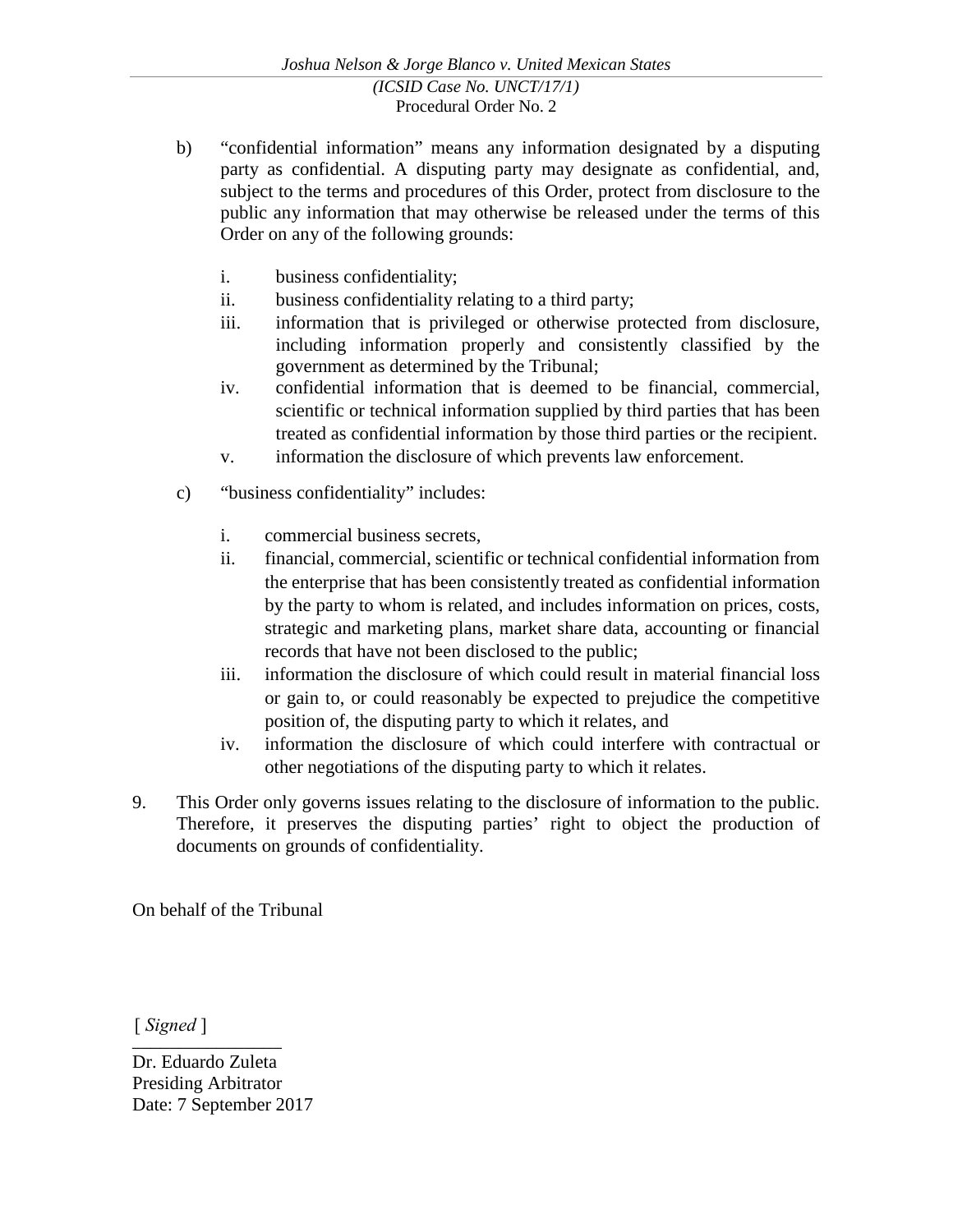b) "confidential information" means any information designated by a disputing party as confidential. A disputing party may designate as confidential, and, subject to the terms and procedures of this Order, protect from disclosure to the public any information that may otherwise be released under the terms of this Order on any of the following grounds:

   i. business confidentiality;
   ii. business confidentiality relating to a third party;
   iii. information that is privileged or otherwise protected from disclosure, including information properly and consistently classified by the government as determined by the Tribunal;
   iv. confidential information that is deemed to be financial, commercial, scientific or technical information supplied by third parties that has been treated as confidential information by those third parties or the recipient.
   v. information the disclosure of which prevents law enforcement.

c) "business confidentiality" includes:

   i. commercial business secrets,
   ii. financial, commercial, scientific or technical confidential information from the enterprise that has been consistently treated as confidential information by the party to whom is related, and includes information on prices, costs, strategic and marketing plans, market share data, accounting or financial records that have not been disclosed to the public;
   iii. information the disclosure of which could result in material financial loss or gain to, or could reasonably be expected to prejudice the competitive position of, the disputing party to which it relates, and
   iv. information the disclosure of which could interfere with contractual or other negotiations of the disputing party to which it relates.

9. This Order only governs issues relating to the disclosure of information to the public. Therefore, it preserves the disputing parties' right to object the production of documents on grounds of confidentiality.

On behalf of the Tribunal

[ *Signed* ]

Dr. Eduardo Zuleta
Presiding Arbitrator
Date: 7 September 2017